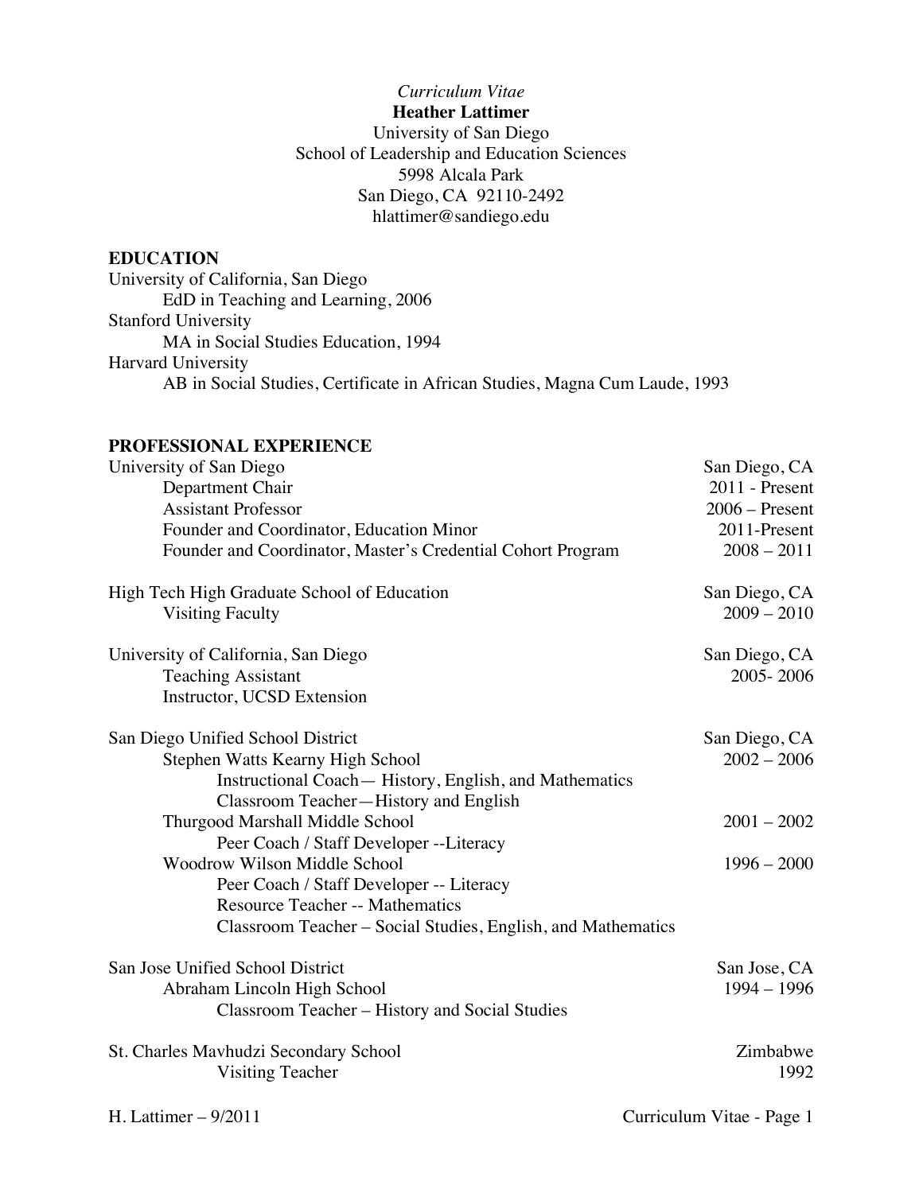*Curriculum Vitae*

**Heather Lattimer**

University of San Diego
School of Leadership and Education Sciences
5998 Alcala Park
San Diego, CA 92110-2492
hlattimer@sandiego.edu

## EDUCATION

University of California, San Diego
- EdD in Teaching and Learning, 2006

Stanford University
- MA in Social Studies Education, 1994

Harvard University
- AB in Social Studies, Certificate in African Studies, Magna Cum Laude, 1993

## PROFESSIONAL EXPERIENCE

**University of San Diego** — San Diego, CA
- Department Chair — 2011 - Present
- Assistant Professor — 2006 – Present
- Founder and Coordinator, Education Minor — 2011-Present
- Founder and Coordinator, Master's Credential Cohort Program — 2008 – 2011

**High Tech High Graduate School of Education** — San Diego, CA
- Visiting Faculty — 2009 – 2010

**University of California, San Diego** — San Diego, CA
- Teaching Assistant — 2005- 2006
- Instructor, UCSD Extension

**San Diego Unified School District** — San Diego, CA
- Stephen Watts Kearny High School — 2002 – 2006
  - Instructional Coach— History, English, and Mathematics
  - Classroom Teacher—History and English
- Thurgood Marshall Middle School — 2001 – 2002
  - Peer Coach / Staff Developer --Literacy
- Woodrow Wilson Middle School — 1996 – 2000
  - Peer Coach / Staff Developer -- Literacy
  - Resource Teacher -- Mathematics
  - Classroom Teacher – Social Studies, English, and Mathematics

**San Jose Unified School District** — San Jose, CA
- Abraham Lincoln High School — 1994 – 1996
  - Classroom Teacher – History and Social Studies

**St. Charles Mavhudzi Secondary School** — Zimbabwe
- Visiting Teacher — 1992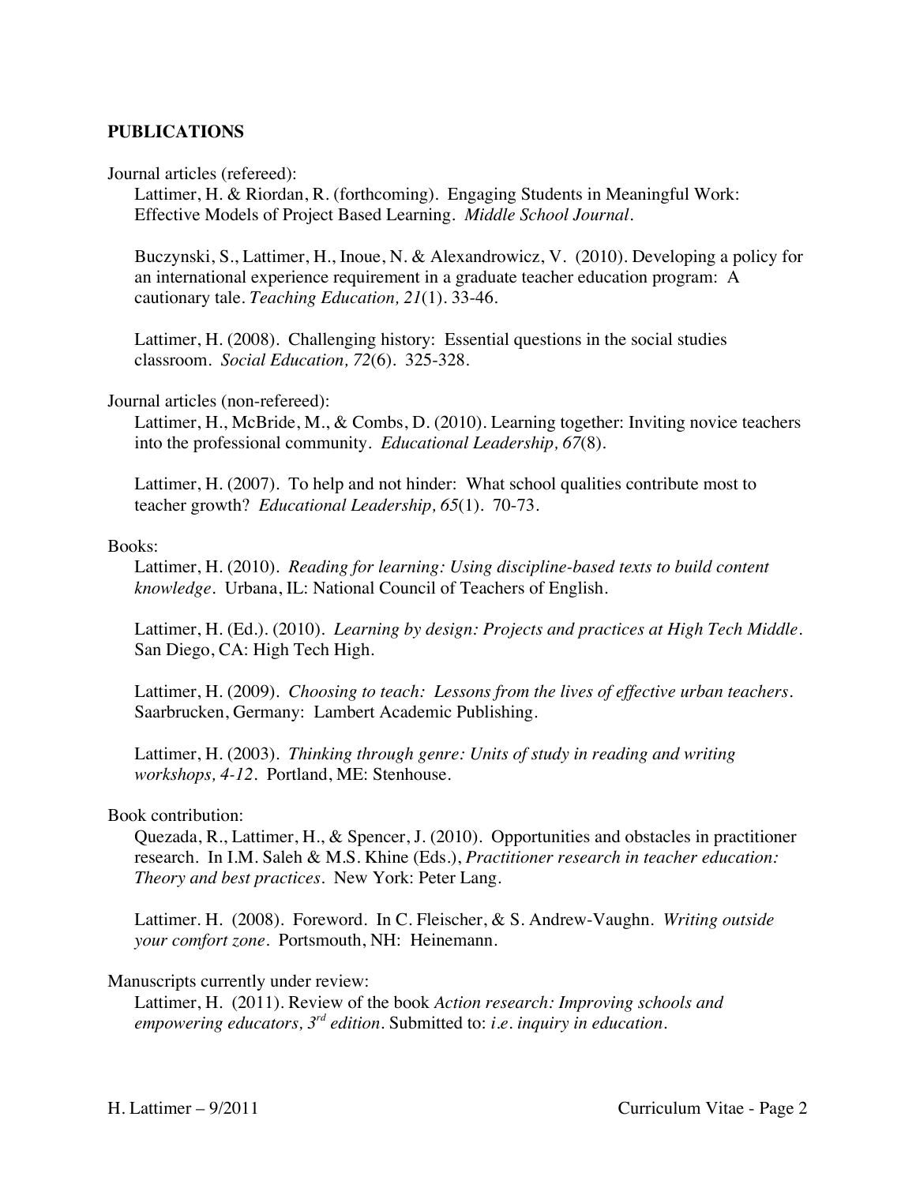## PUBLICATIONS

Journal articles (refereed):

Lattimer, H. & Riordan, R. (forthcoming). Engaging Students in Meaningful Work: Effective Models of Project Based Learning. *Middle School Journal*.

Buczynski, S., Lattimer, H., Inoue, N. & Alexandrowicz, V. (2010). Developing a policy for an international experience requirement in a graduate teacher education program: A cautionary tale. *Teaching Education, 21*(1). 33-46.

Lattimer, H. (2008). Challenging history: Essential questions in the social studies classroom. *Social Education, 72*(6). 325-328.

Journal articles (non-refereed):

Lattimer, H., McBride, M., & Combs, D. (2010). Learning together: Inviting novice teachers into the professional community. *Educational Leadership, 67*(8).

Lattimer, H. (2007). To help and not hinder: What school qualities contribute most to teacher growth? *Educational Leadership, 65*(1). 70-73.

Books:

Lattimer, H. (2010). *Reading for learning: Using discipline-based texts to build content knowledge*. Urbana, IL: National Council of Teachers of English.

Lattimer, H. (Ed.). (2010). *Learning by design: Projects and practices at High Tech Middle*. San Diego, CA: High Tech High.

Lattimer, H. (2009). *Choosing to teach: Lessons from the lives of effective urban teachers*. Saarbrucken, Germany: Lambert Academic Publishing.

Lattimer, H. (2003). *Thinking through genre: Units of study in reading and writing workshops, 4-12*. Portland, ME: Stenhouse.

Book contribution:

Quezada, R., Lattimer, H., & Spencer, J. (2010). Opportunities and obstacles in practitioner research. In I.M. Saleh & M.S. Khine (Eds.), *Practitioner research in teacher education: Theory and best practices*. New York: Peter Lang.

Lattimer. H. (2008). Foreword. In C. Fleischer, & S. Andrew-Vaughn. *Writing outside your comfort zone*. Portsmouth, NH: Heinemann.

Manuscripts currently under review:

Lattimer, H. (2011). Review of the book *Action research: Improving schools and empowering educators, 3rd edition*. Submitted to: *i.e. inquiry in education*.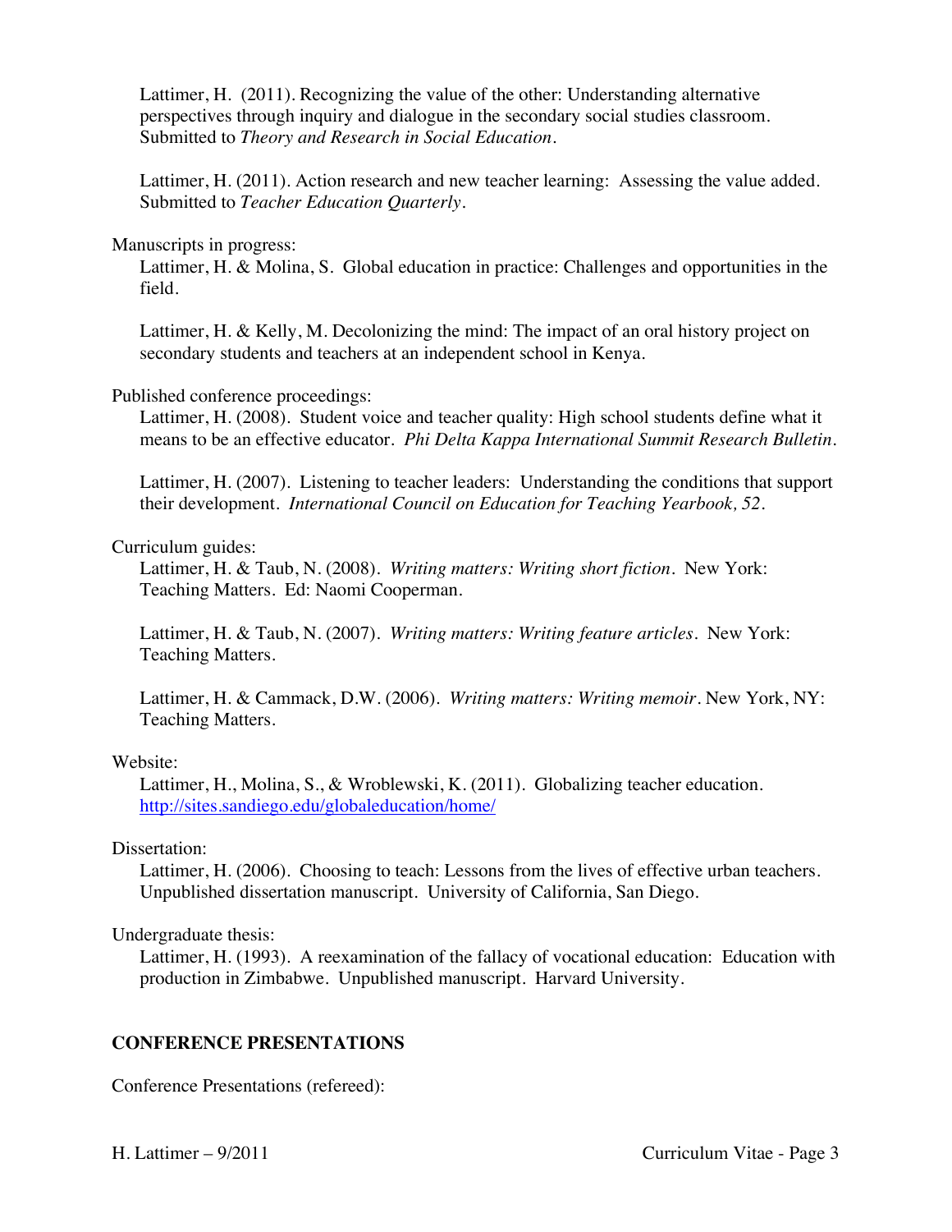Lattimer, H. (2011). Recognizing the value of the other: Understanding alternative perspectives through inquiry and dialogue in the secondary social studies classroom. Submitted to *Theory and Research in Social Education*.

Lattimer, H. (2011). Action research and new teacher learning: Assessing the value added. Submitted to *Teacher Education Quarterly*.

Manuscripts in progress:

Lattimer, H. & Molina, S. Global education in practice: Challenges and opportunities in the field.

Lattimer, H. & Kelly, M. Decolonizing the mind: The impact of an oral history project on secondary students and teachers at an independent school in Kenya.

Published conference proceedings:

Lattimer, H. (2008). Student voice and teacher quality: High school students define what it means to be an effective educator. *Phi Delta Kappa International Summit Research Bulletin*.

Lattimer, H. (2007). Listening to teacher leaders: Understanding the conditions that support their development. *International Council on Education for Teaching Yearbook, 52*.

Curriculum guides:

Lattimer, H. & Taub, N. (2008). *Writing matters: Writing short fiction*. New York: Teaching Matters. Ed: Naomi Cooperman.

Lattimer, H. & Taub, N. (2007). *Writing matters: Writing feature articles*. New York: Teaching Matters.

Lattimer, H. & Cammack, D.W. (2006). *Writing matters: Writing memoir*. New York, NY: Teaching Matters.

Website:

Lattimer, H., Molina, S., & Wroblewski, K. (2011). Globalizing teacher education. http://sites.sandiego.edu/globaleducation/home/

Dissertation:

Lattimer, H. (2006). Choosing to teach: Lessons from the lives of effective urban teachers. Unpublished dissertation manuscript. University of California, San Diego.

Undergraduate thesis:

Lattimer, H. (1993). A reexamination of the fallacy of vocational education: Education with production in Zimbabwe. Unpublished manuscript. Harvard University.

## CONFERENCE PRESENTATIONS

Conference Presentations (refereed):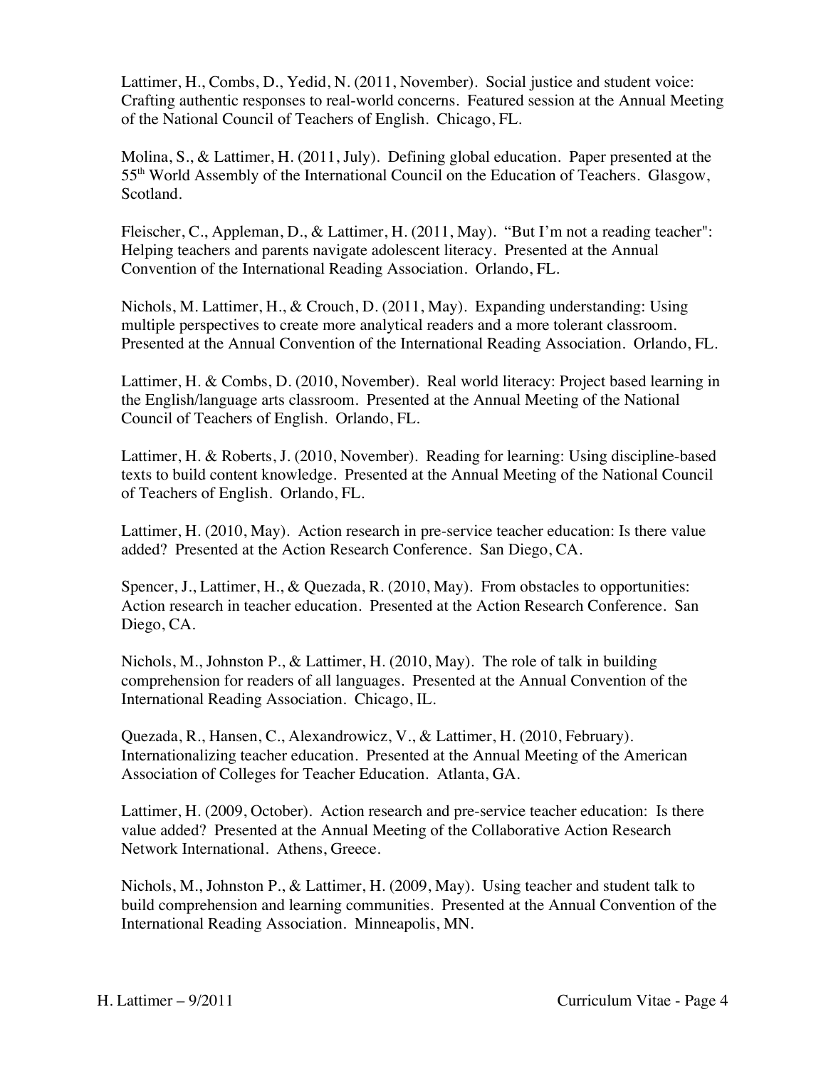Lattimer, H., Combs, D., Yedid, N. (2011, November). Social justice and student voice: Crafting authentic responses to real-world concerns. Featured session at the Annual Meeting of the National Council of Teachers of English. Chicago, FL.

Molina, S., & Lattimer, H. (2011, July). Defining global education. Paper presented at the 55th World Assembly of the International Council on the Education of Teachers. Glasgow, Scotland.

Fleischer, C., Appleman, D., & Lattimer, H. (2011, May). "But I'm not a reading teacher": Helping teachers and parents navigate adolescent literacy. Presented at the Annual Convention of the International Reading Association. Orlando, FL.

Nichols, M. Lattimer, H., & Crouch, D. (2011, May). Expanding understanding: Using multiple perspectives to create more analytical readers and a more tolerant classroom. Presented at the Annual Convention of the International Reading Association. Orlando, FL.

Lattimer, H. & Combs, D. (2010, November). Real world literacy: Project based learning in the English/language arts classroom. Presented at the Annual Meeting of the National Council of Teachers of English. Orlando, FL.

Lattimer, H. & Roberts, J. (2010, November). Reading for learning: Using discipline-based texts to build content knowledge. Presented at the Annual Meeting of the National Council of Teachers of English. Orlando, FL.

Lattimer, H. (2010, May). Action research in pre-service teacher education: Is there value added? Presented at the Action Research Conference. San Diego, CA.

Spencer, J., Lattimer, H., & Quezada, R. (2010, May). From obstacles to opportunities: Action research in teacher education. Presented at the Action Research Conference. San Diego, CA.

Nichols, M., Johnston P., & Lattimer, H. (2010, May). The role of talk in building comprehension for readers of all languages. Presented at the Annual Convention of the International Reading Association. Chicago, IL.

Quezada, R., Hansen, C., Alexandrowicz, V., & Lattimer, H. (2010, February). Internationalizing teacher education. Presented at the Annual Meeting of the American Association of Colleges for Teacher Education. Atlanta, GA.

Lattimer, H. (2009, October). Action research and pre-service teacher education: Is there value added? Presented at the Annual Meeting of the Collaborative Action Research Network International. Athens, Greece.

Nichols, M., Johnston P., & Lattimer, H. (2009, May). Using teacher and student talk to build comprehension and learning communities. Presented at the Annual Convention of the International Reading Association. Minneapolis, MN.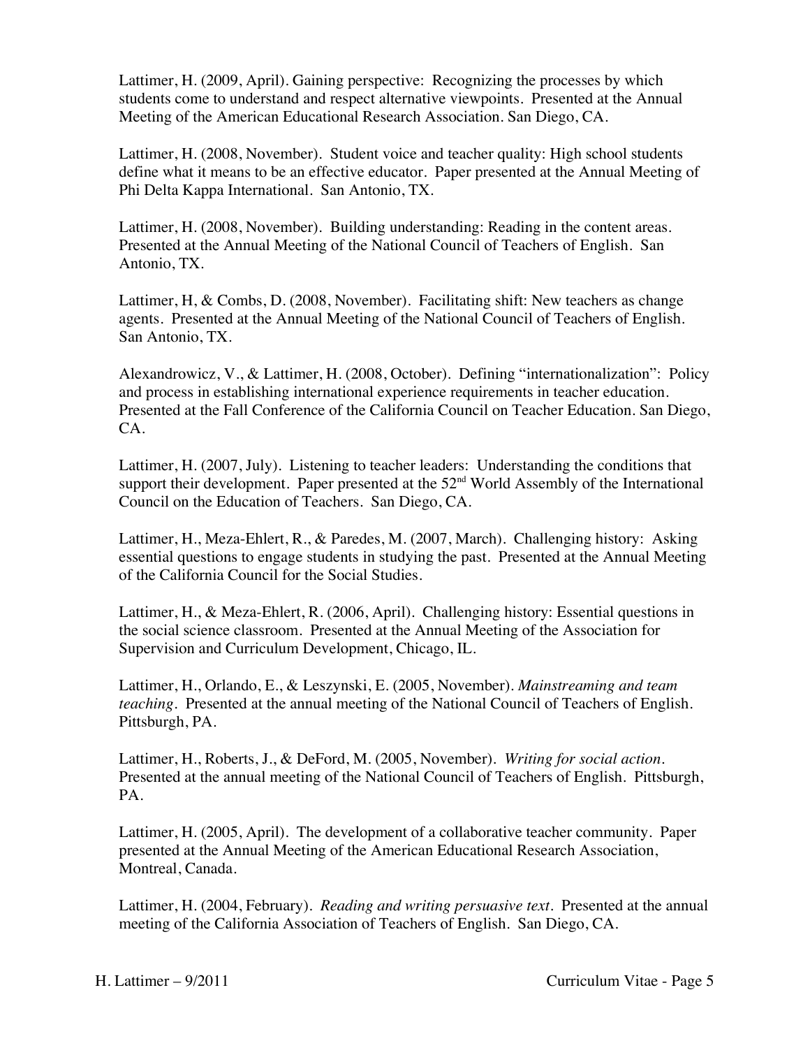Lattimer, H. (2009, April). Gaining perspective: Recognizing the processes by which students come to understand and respect alternative viewpoints. Presented at the Annual Meeting of the American Educational Research Association. San Diego, CA.

Lattimer, H. (2008, November). Student voice and teacher quality: High school students define what it means to be an effective educator. Paper presented at the Annual Meeting of Phi Delta Kappa International. San Antonio, TX.

Lattimer, H. (2008, November). Building understanding: Reading in the content areas. Presented at the Annual Meeting of the National Council of Teachers of English. San Antonio, TX.

Lattimer, H, & Combs, D. (2008, November). Facilitating shift: New teachers as change agents. Presented at the Annual Meeting of the National Council of Teachers of English. San Antonio, TX.

Alexandrowicz, V., & Lattimer, H. (2008, October). Defining "internationalization": Policy and process in establishing international experience requirements in teacher education. Presented at the Fall Conference of the California Council on Teacher Education. San Diego, CA.

Lattimer, H. (2007, July). Listening to teacher leaders: Understanding the conditions that support their development. Paper presented at the 52nd World Assembly of the International Council on the Education of Teachers. San Diego, CA.

Lattimer, H., Meza-Ehlert, R., & Paredes, M. (2007, March). Challenging history: Asking essential questions to engage students in studying the past. Presented at the Annual Meeting of the California Council for the Social Studies.

Lattimer, H., & Meza-Ehlert, R. (2006, April). Challenging history: Essential questions in the social science classroom. Presented at the Annual Meeting of the Association for Supervision and Curriculum Development, Chicago, IL.

Lattimer, H., Orlando, E., & Leszynski, E. (2005, November). *Mainstreaming and team teaching*. Presented at the annual meeting of the National Council of Teachers of English. Pittsburgh, PA.

Lattimer, H., Roberts, J., & DeFord, M. (2005, November). *Writing for social action*. Presented at the annual meeting of the National Council of Teachers of English. Pittsburgh, PA.

Lattimer, H. (2005, April). The development of a collaborative teacher community. Paper presented at the Annual Meeting of the American Educational Research Association, Montreal, Canada.

Lattimer, H. (2004, February). *Reading and writing persuasive text*. Presented at the annual meeting of the California Association of Teachers of English. San Diego, CA.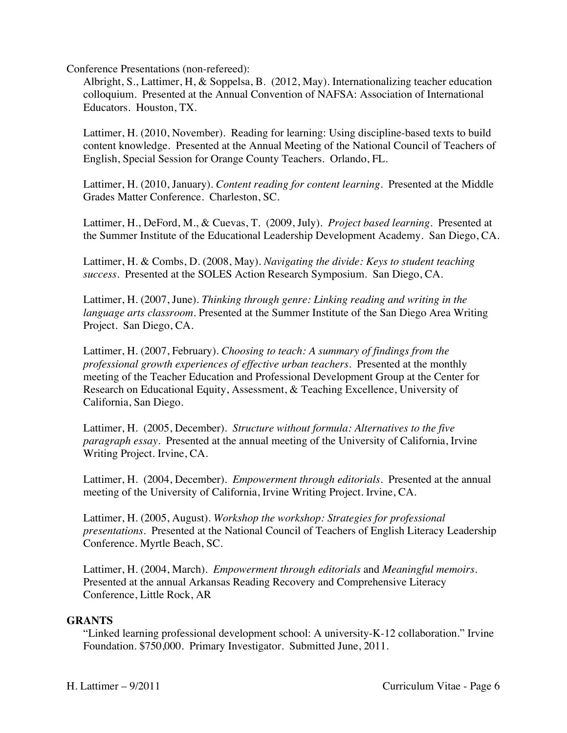Conference Presentations (non-refereed):

Albright, S., Lattimer, H, & Soppelsa, B. (2012, May). Internationalizing teacher education colloquium. Presented at the Annual Convention of NAFSA: Association of International Educators. Houston, TX.

Lattimer, H. (2010, November). Reading for learning: Using discipline-based texts to build content knowledge. Presented at the Annual Meeting of the National Council of Teachers of English, Special Session for Orange County Teachers. Orlando, FL.

Lattimer, H. (2010, January). *Content reading for content learning*. Presented at the Middle Grades Matter Conference. Charleston, SC.

Lattimer, H., DeFord, M., & Cuevas, T. (2009, July). *Project based learning*. Presented at the Summer Institute of the Educational Leadership Development Academy. San Diego, CA.

Lattimer, H. & Combs, D. (2008, May). *Navigating the divide: Keys to student teaching success*. Presented at the SOLES Action Research Symposium. San Diego, CA.

Lattimer, H. (2007, June). *Thinking through genre: Linking reading and writing in the language arts classroom*. Presented at the Summer Institute of the San Diego Area Writing Project. San Diego, CA.

Lattimer, H. (2007, February). *Choosing to teach: A summary of findings from the professional growth experiences of effective urban teachers*. Presented at the monthly meeting of the Teacher Education and Professional Development Group at the Center for Research on Educational Equity, Assessment, & Teaching Excellence, University of California, San Diego.

Lattimer, H. (2005, December). *Structure without formula: Alternatives to the five paragraph essay*. Presented at the annual meeting of the University of California, Irvine Writing Project. Irvine, CA.

Lattimer, H. (2004, December). *Empowerment through editorials*. Presented at the annual meeting of the University of California, Irvine Writing Project. Irvine, CA.

Lattimer, H. (2005, August). *Workshop the workshop: Strategies for professional presentations*. Presented at the National Council of Teachers of English Literacy Leadership Conference. Myrtle Beach, SC.

Lattimer, H. (2004, March). *Empowerment through editorials* and *Meaningful memoirs*. Presented at the annual Arkansas Reading Recovery and Comprehensive Literacy Conference, Little Rock, AR

## GRANTS

"Linked learning professional development school: A university-K-12 collaboration." Irvine Foundation. $750,000. Primary Investigator. Submitted June, 2011.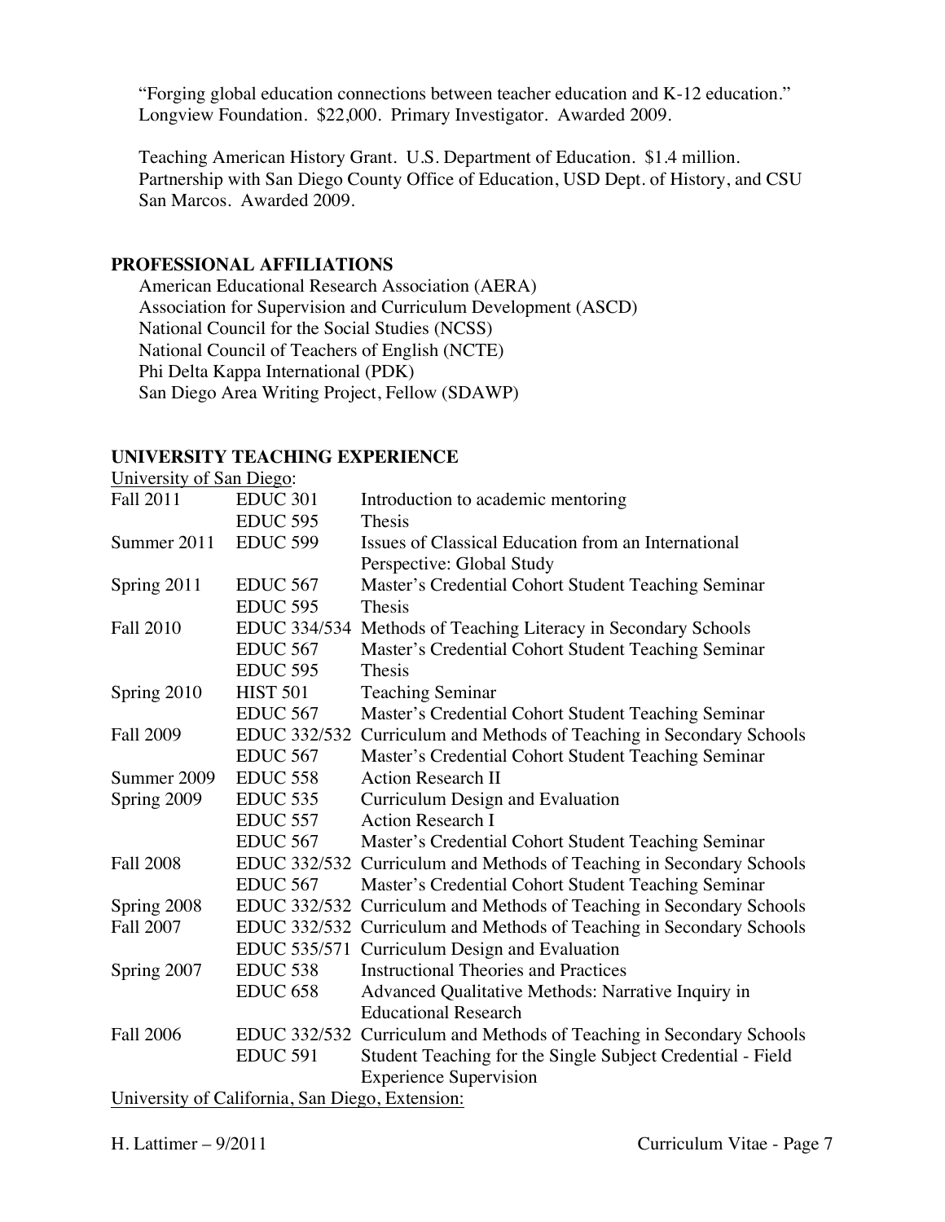"Forging global education connections between teacher education and K-12 education." Longview Foundation. $22,000. Primary Investigator. Awarded 2009.

Teaching American History Grant. U.S. Department of Education. $1.4 million. Partnership with San Diego County Office of Education, USD Dept. of History, and CSU San Marcos. Awarded 2009.

## PROFESSIONAL AFFILIATIONS

American Educational Research Association (AERA)
Association for Supervision and Curriculum Development (ASCD)
National Council for the Social Studies (NCSS)
National Council of Teachers of English (NCTE)
Phi Delta Kappa International (PDK)
San Diego Area Writing Project, Fellow (SDAWP)

## UNIVERSITY TEACHING EXPERIENCE

University of San Diego:

| | | |
|---|---|---|
| Fall 2011 | EDUC 301 | Introduction to academic mentoring |
| | EDUC 595 | Thesis |
| Summer 2011 | EDUC 599 | Issues of Classical Education from an International Perspective: Global Study |
| Spring 2011 | EDUC 567 | Master's Credential Cohort Student Teaching Seminar |
| | EDUC 595 | Thesis |
| Fall 2010 | EDUC 334/534 | Methods of Teaching Literacy in Secondary Schools |
| | EDUC 567 | Master's Credential Cohort Student Teaching Seminar |
| | EDUC 595 | Thesis |
| Spring 2010 | HIST 501 | Teaching Seminar |
| | EDUC 567 | Master's Credential Cohort Student Teaching Seminar |
| Fall 2009 | EDUC 332/532 | Curriculum and Methods of Teaching in Secondary Schools |
| | EDUC 567 | Master's Credential Cohort Student Teaching Seminar |
| Summer 2009 | EDUC 558 | Action Research II |
| Spring 2009 | EDUC 535 | Curriculum Design and Evaluation |
| | EDUC 557 | Action Research I |
| | EDUC 567 | Master's Credential Cohort Student Teaching Seminar |
| Fall 2008 | EDUC 332/532 | Curriculum and Methods of Teaching in Secondary Schools |
| | EDUC 567 | Master's Credential Cohort Student Teaching Seminar |
| Spring 2008 | EDUC 332/532 | Curriculum and Methods of Teaching in Secondary Schools |
| Fall 2007 | EDUC 332/532 | Curriculum and Methods of Teaching in Secondary Schools |
| | EDUC 535/571 | Curriculum Design and Evaluation |
| Spring 2007 | EDUC 538 | Instructional Theories and Practices |
| | EDUC 658 | Advanced Qualitative Methods: Narrative Inquiry in Educational Research |
| Fall 2006 | EDUC 332/532 | Curriculum and Methods of Teaching in Secondary Schools |
| | EDUC 591 | Student Teaching for the Single Subject Credential - Field Experience Supervision |

University of California, San Diego, Extension: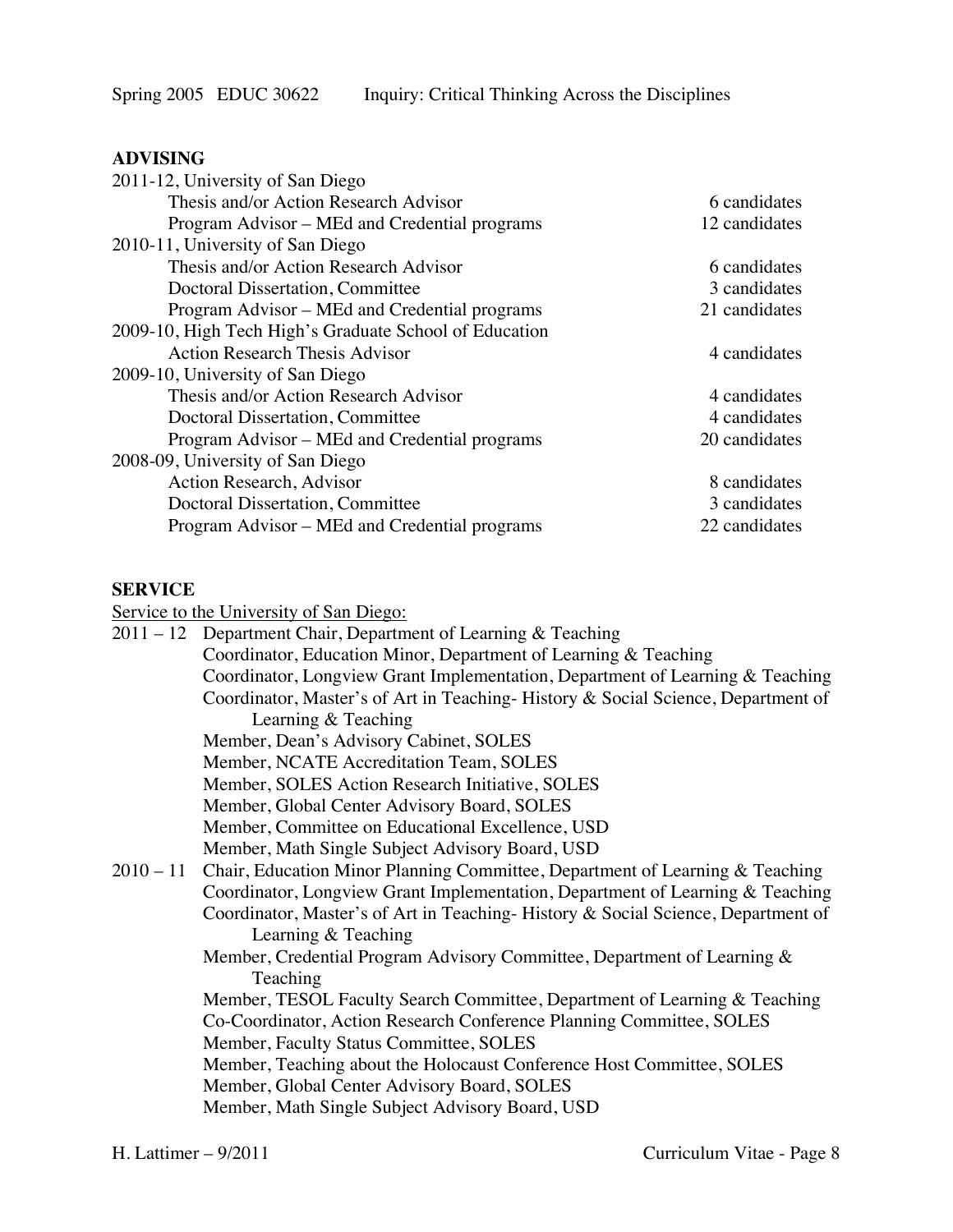Spring 2005 EDUC 30622 Inquiry: Critical Thinking Across the Disciplines

## ADVISING

| | |
|---|---|
| **2011-12, University of San Diego** | |
| Thesis and/or Action Research Advisor | 6 candidates |
| Program Advisor – MEd and Credential programs | 12 candidates |
| **2010-11, University of San Diego** | |
| Thesis and/or Action Research Advisor | 6 candidates |
| Doctoral Dissertation, Committee | 3 candidates |
| Program Advisor – MEd and Credential programs | 21 candidates |
| **2009-10, High Tech High's Graduate School of Education** | |
| Action Research Thesis Advisor | 4 candidates |
| **2009-10, University of San Diego** | |
| Thesis and/or Action Research Advisor | 4 candidates |
| Doctoral Dissertation, Committee | 4 candidates |
| Program Advisor – MEd and Credential programs | 20 candidates |
| **2008-09, University of San Diego** | |
| Action Research, Advisor | 8 candidates |
| Doctoral Dissertation, Committee | 3 candidates |
| Program Advisor – MEd and Credential programs | 22 candidates |

## SERVICE

Service to the University of San Diego:

2011 – 12
- Department Chair, Department of Learning & Teaching
- Coordinator, Education Minor, Department of Learning & Teaching
- Coordinator, Longview Grant Implementation, Department of Learning & Teaching
- Coordinator, Master's of Art in Teaching- History & Social Science, Department of Learning & Teaching
- Member, Dean's Advisory Cabinet, SOLES
- Member, NCATE Accreditation Team, SOLES
- Member, SOLES Action Research Initiative, SOLES
- Member, Global Center Advisory Board, SOLES
- Member, Committee on Educational Excellence, USD
- Member, Math Single Subject Advisory Board, USD

2010 – 11
- Chair, Education Minor Planning Committee, Department of Learning & Teaching
- Coordinator, Longview Grant Implementation, Department of Learning & Teaching
- Coordinator, Master's of Art in Teaching- History & Social Science, Department of Learning & Teaching
- Member, Credential Program Advisory Committee, Department of Learning & Teaching
- Member, TESOL Faculty Search Committee, Department of Learning & Teaching
- Co-Coordinator, Action Research Conference Planning Committee, SOLES
- Member, Faculty Status Committee, SOLES
- Member, Teaching about the Holocaust Conference Host Committee, SOLES
- Member, Global Center Advisory Board, SOLES
- Member, Math Single Subject Advisory Board, USD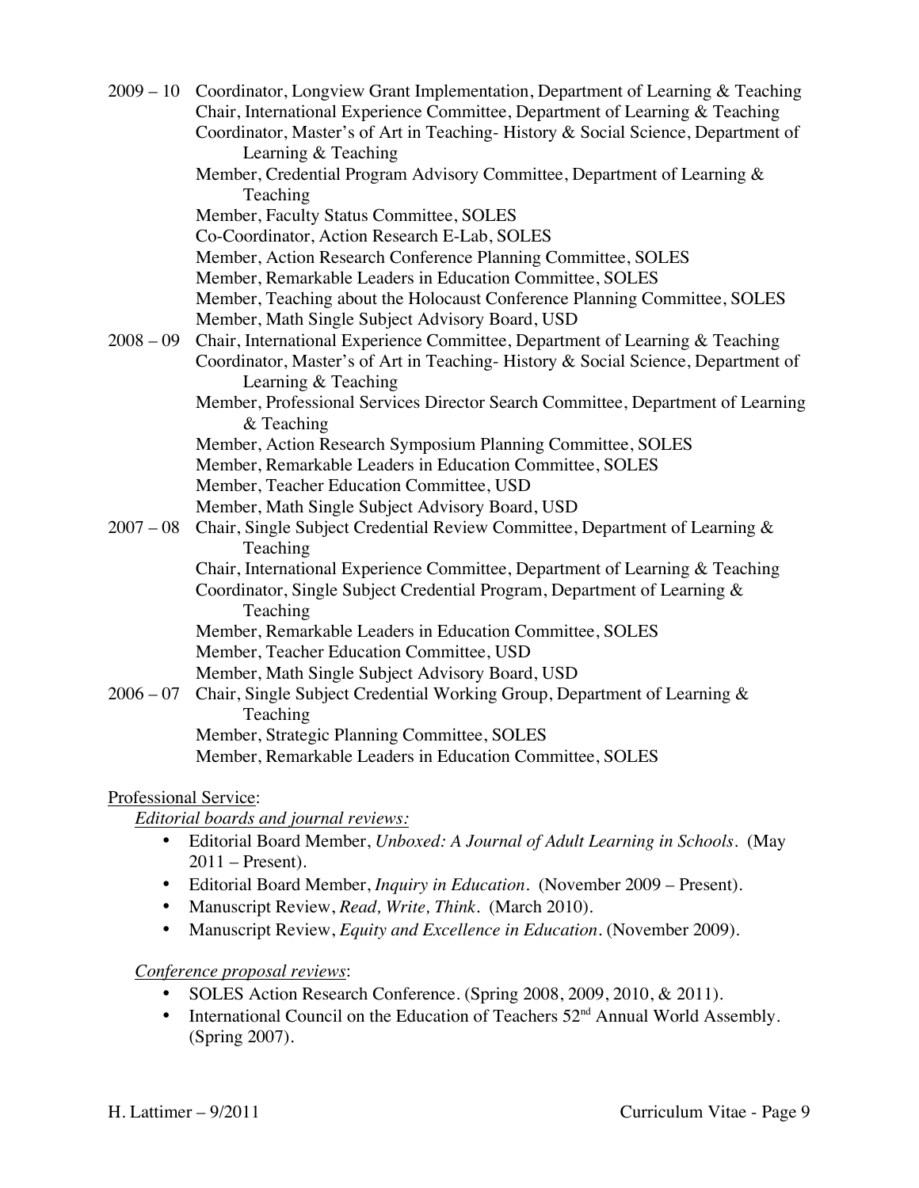2009 – 10 Coordinator, Longview Grant Implementation, Department of Learning & Teaching
Chair, International Experience Committee, Department of Learning & Teaching
Coordinator, Master's of Art in Teaching- History & Social Science, Department of Learning & Teaching
Member, Credential Program Advisory Committee, Department of Learning & Teaching
Member, Faculty Status Committee, SOLES
Co-Coordinator, Action Research E-Lab, SOLES
Member, Action Research Conference Planning Committee, SOLES
Member, Remarkable Leaders in Education Committee, SOLES
Member, Teaching about the Holocaust Conference Planning Committee, SOLES
Member, Math Single Subject Advisory Board, USD

2008 – 09 Chair, International Experience Committee, Department of Learning & Teaching
Coordinator, Master's of Art in Teaching- History & Social Science, Department of Learning & Teaching
Member, Professional Services Director Search Committee, Department of Learning & Teaching
Member, Action Research Symposium Planning Committee, SOLES
Member, Remarkable Leaders in Education Committee, SOLES
Member, Teacher Education Committee, USD
Member, Math Single Subject Advisory Board, USD

2007 – 08 Chair, Single Subject Credential Review Committee, Department of Learning & Teaching
Chair, International Experience Committee, Department of Learning & Teaching
Coordinator, Single Subject Credential Program, Department of Learning & Teaching
Member, Remarkable Leaders in Education Committee, SOLES
Member, Teacher Education Committee, USD
Member, Math Single Subject Advisory Board, USD

2006 – 07 Chair, Single Subject Credential Working Group, Department of Learning & Teaching
Member, Strategic Planning Committee, SOLES
Member, Remarkable Leaders in Education Committee, SOLES

Professional Service:

*Editorial boards and journal reviews:*

- Editorial Board Member, *Unboxed: A Journal of Adult Learning in Schools*. (May 2011 – Present).
- Editorial Board Member, *Inquiry in Education*. (November 2009 – Present).
- Manuscript Review, *Read, Write, Think*. (March 2010).
- Manuscript Review, *Equity and Excellence in Education*. (November 2009).

*Conference proposal reviews*:

- SOLES Action Research Conference. (Spring 2008, 2009, 2010, & 2011).
- International Council on the Education of Teachers 52nd Annual World Assembly. (Spring 2007).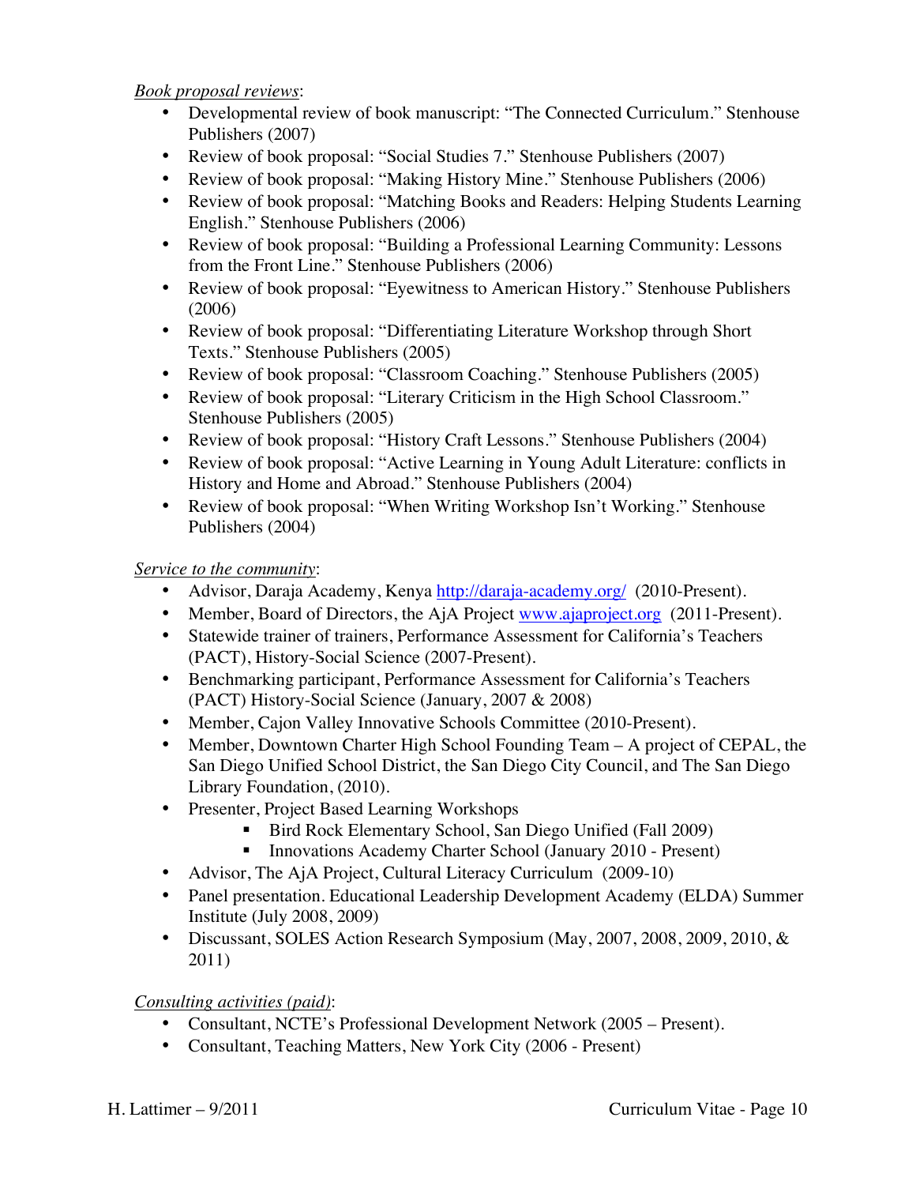*Book proposal reviews*:

- Developmental review of book manuscript: "The Connected Curriculum." Stenhouse Publishers (2007)
- Review of book proposal: "Social Studies 7." Stenhouse Publishers (2007)
- Review of book proposal: "Making History Mine." Stenhouse Publishers (2006)
- Review of book proposal: "Matching Books and Readers: Helping Students Learning English." Stenhouse Publishers (2006)
- Review of book proposal: "Building a Professional Learning Community: Lessons from the Front Line." Stenhouse Publishers (2006)
- Review of book proposal: "Eyewitness to American History." Stenhouse Publishers (2006)
- Review of book proposal: "Differentiating Literature Workshop through Short Texts." Stenhouse Publishers (2005)
- Review of book proposal: "Classroom Coaching." Stenhouse Publishers (2005)
- Review of book proposal: "Literary Criticism in the High School Classroom." Stenhouse Publishers (2005)
- Review of book proposal: "History Craft Lessons." Stenhouse Publishers (2004)
- Review of book proposal: "Active Learning in Young Adult Literature: conflicts in History and Home and Abroad." Stenhouse Publishers (2004)
- Review of book proposal: "When Writing Workshop Isn't Working." Stenhouse Publishers (2004)

*Service to the community*:

- Advisor, Daraja Academy, Kenya http://daraja-academy.org/ (2010-Present).
- Member, Board of Directors, the AjA Project www.ajaproject.org (2011-Present).
- Statewide trainer of trainers, Performance Assessment for California's Teachers (PACT), History-Social Science (2007-Present).
- Benchmarking participant, Performance Assessment for California's Teachers (PACT) History-Social Science (January, 2007 & 2008)
- Member, Cajon Valley Innovative Schools Committee (2010-Present).
- Member, Downtown Charter High School Founding Team – A project of CEPAL, the San Diego Unified School District, the San Diego City Council, and The San Diego Library Foundation, (2010).
- Presenter, Project Based Learning Workshops
  - Bird Rock Elementary School, San Diego Unified (Fall 2009)
  - Innovations Academy Charter School (January 2010 - Present)
- Advisor, The AjA Project, Cultural Literacy Curriculum (2009-10)
- Panel presentation. Educational Leadership Development Academy (ELDA) Summer Institute (July 2008, 2009)
- Discussant, SOLES Action Research Symposium (May, 2007, 2008, 2009, 2010, & 2011)

*Consulting activities (paid)*:

- Consultant, NCTE's Professional Development Network (2005 – Present).
- Consultant, Teaching Matters, New York City (2006 - Present)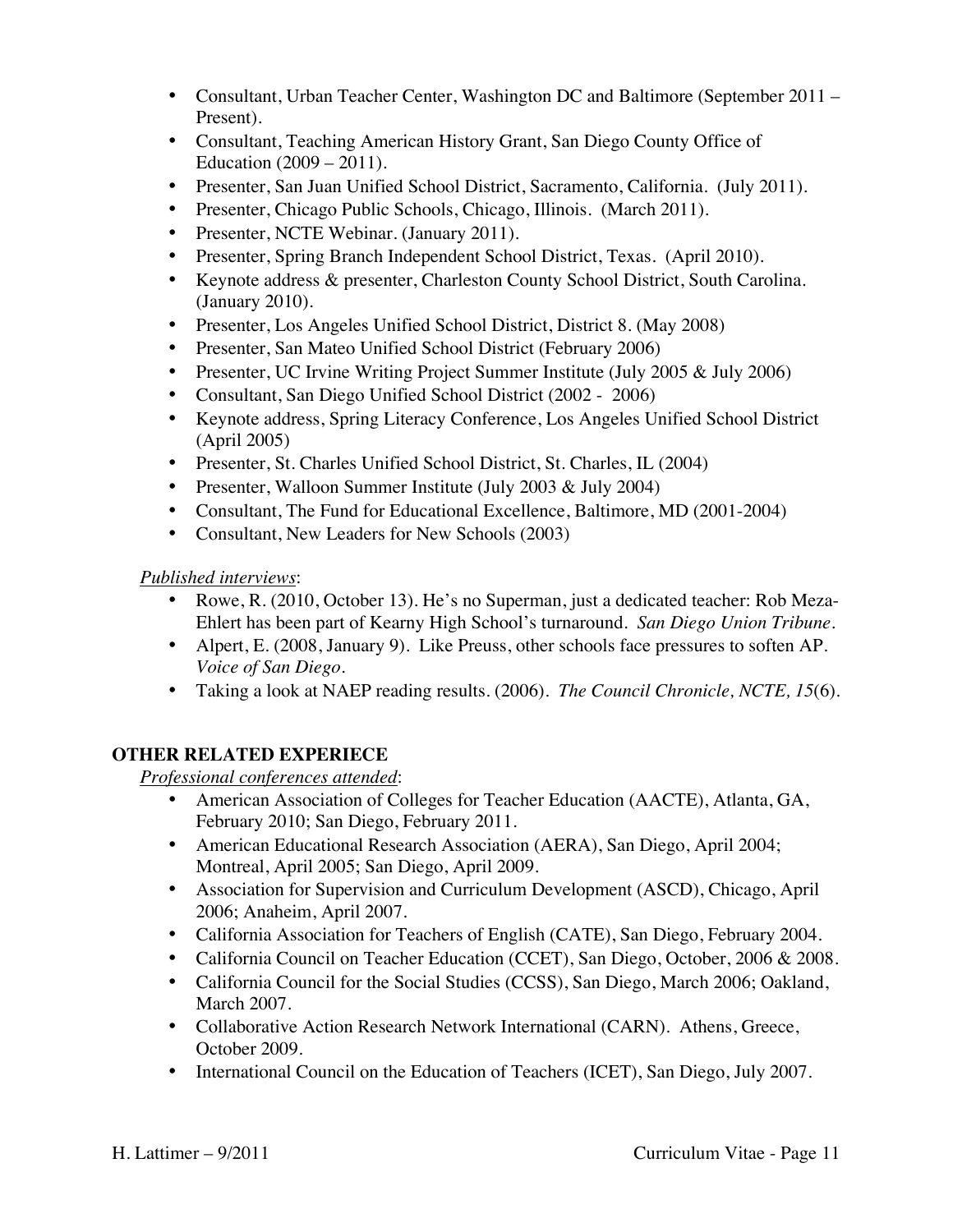- Consultant, Urban Teacher Center, Washington DC and Baltimore (September 2011 – Present).
- Consultant, Teaching American History Grant, San Diego County Office of Education (2009 – 2011).
- Presenter, San Juan Unified School District, Sacramento, California. (July 2011).
- Presenter, Chicago Public Schools, Chicago, Illinois. (March 2011).
- Presenter, NCTE Webinar. (January 2011).
- Presenter, Spring Branch Independent School District, Texas. (April 2010).
- Keynote address & presenter, Charleston County School District, South Carolina. (January 2010).
- Presenter, Los Angeles Unified School District, District 8. (May 2008)
- Presenter, San Mateo Unified School District (February 2006)
- Presenter, UC Irvine Writing Project Summer Institute (July 2005 & July 2006)
- Consultant, San Diego Unified School District (2002 - 2006)
- Keynote address, Spring Literacy Conference, Los Angeles Unified School District (April 2005)
- Presenter, St. Charles Unified School District, St. Charles, IL (2004)
- Presenter, Walloon Summer Institute (July 2003 & July 2004)
- Consultant, The Fund for Educational Excellence, Baltimore, MD (2001-2004)
- Consultant, New Leaders for New Schools (2003)

*Published interviews*:

- Rowe, R. (2010, October 13). He's no Superman, just a dedicated teacher: Rob Meza-Ehlert has been part of Kearny High School's turnaround. *San Diego Union Tribune*.
- Alpert, E. (2008, January 9). Like Preuss, other schools face pressures to soften AP. *Voice of San Diego*.
- Taking a look at NAEP reading results. (2006). *The Council Chronicle, NCTE, 15*(6).

## OTHER RELATED EXPERIECE

*Professional conferences attended*:

- American Association of Colleges for Teacher Education (AACTE), Atlanta, GA, February 2010; San Diego, February 2011.
- American Educational Research Association (AERA), San Diego, April 2004; Montreal, April 2005; San Diego, April 2009.
- Association for Supervision and Curriculum Development (ASCD), Chicago, April 2006; Anaheim, April 2007.
- California Association for Teachers of English (CATE), San Diego, February 2004.
- California Council on Teacher Education (CCET), San Diego, October, 2006 & 2008.
- California Council for the Social Studies (CCSS), San Diego, March 2006; Oakland, March 2007.
- Collaborative Action Research Network International (CARN). Athens, Greece, October 2009.
- International Council on the Education of Teachers (ICET), San Diego, July 2007.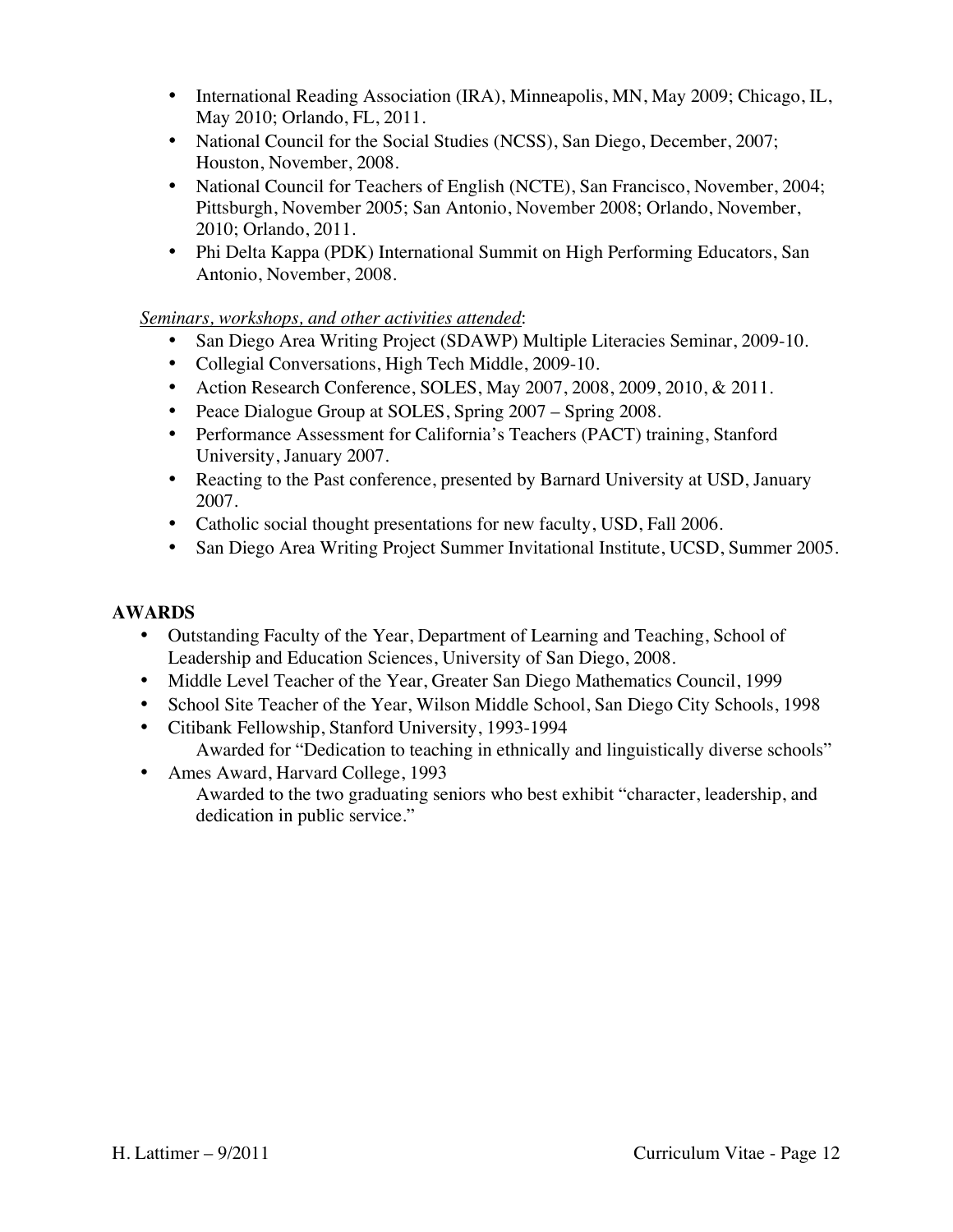- International Reading Association (IRA), Minneapolis, MN, May 2009; Chicago, IL, May 2010; Orlando, FL, 2011.
- National Council for the Social Studies (NCSS), San Diego, December, 2007; Houston, November, 2008.
- National Council for Teachers of English (NCTE), San Francisco, November, 2004; Pittsburgh, November 2005; San Antonio, November 2008; Orlando, November, 2010; Orlando, 2011.
- Phi Delta Kappa (PDK) International Summit on High Performing Educators, San Antonio, November, 2008.

*Seminars, workshops, and other activities attended*:

- San Diego Area Writing Project (SDAWP) Multiple Literacies Seminar, 2009-10.
- Collegial Conversations, High Tech Middle, 2009-10.
- Action Research Conference, SOLES, May 2007, 2008, 2009, 2010, & 2011.
- Peace Dialogue Group at SOLES, Spring 2007 – Spring 2008.
- Performance Assessment for California's Teachers (PACT) training, Stanford University, January 2007.
- Reacting to the Past conference, presented by Barnard University at USD, January 2007.
- Catholic social thought presentations for new faculty, USD, Fall 2006.
- San Diego Area Writing Project Summer Invitational Institute, UCSD, Summer 2005.

## AWARDS

- Outstanding Faculty of the Year, Department of Learning and Teaching, School of Leadership and Education Sciences, University of San Diego, 2008.
- Middle Level Teacher of the Year, Greater San Diego Mathematics Council, 1999
- School Site Teacher of the Year, Wilson Middle School, San Diego City Schools, 1998
- Citibank Fellowship, Stanford University, 1993-1994
  Awarded for "Dedication to teaching in ethnically and linguistically diverse schools"
- Ames Award, Harvard College, 1993
  Awarded to the two graduating seniors who best exhibit "character, leadership, and dedication in public service."